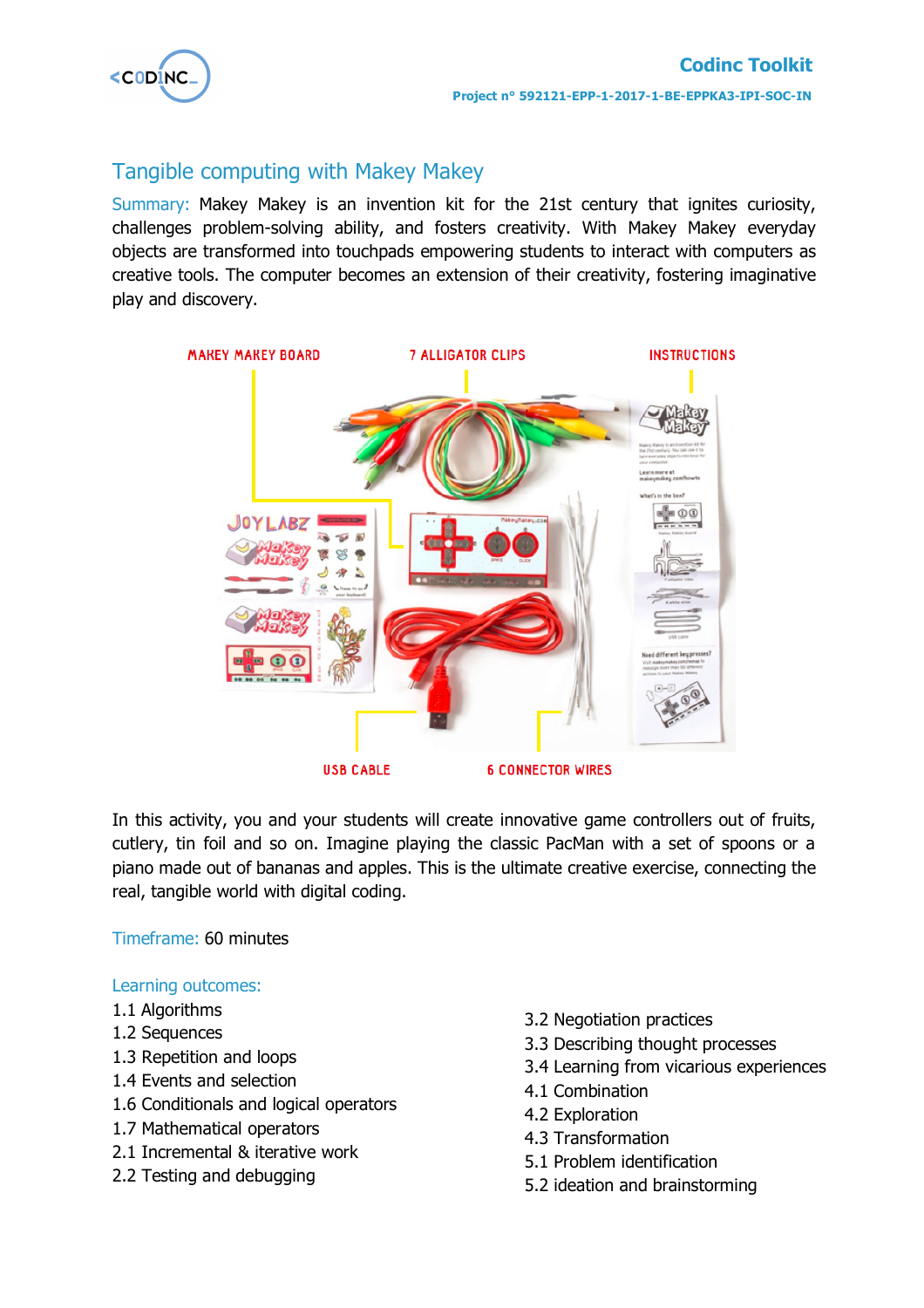## Tangible computing with Makey Makey

Summary: Makey Makey is an invention kit for the 21st century that ignites curiosity, challenges problem-solving ability, and fosters creativity. With Makey Makey everyday objects are transformed into touchpads empowering students to interact with computers as creative tools. The computer becomes an extension of their creativity, fostering imaginative play and discovery.

MAKEY MAKEY BOARD

7 ALLIGATOR CLIPS

INSTRUCTIONS

USB CABLE

6 CONNECTOR WIRES

In this activity, you and your students will create innovative game controllers out of fruits, cutlery, tin foil and so on. Imagine playing the classic PacMan with a set of spoons or a piano made out of bananas and apples. This is the ultimate creative exercise, connecting the real, tangible world with digital coding.

Timeframe: 60 minutes

Learning outcomes:

1.1 Algorithms
1.2 Sequences
1.3 Repetition and loops
1.4 Events and selection
1.6 Conditionals and logical operators
1.7 Mathematical operators
2.1 Incremental & iterative work
2.2 Testing and debugging
3.2 Negotiation practices
3.3 Describing thought processes
3.4 Learning from vicarious experiences
4.1 Combination
4.2 Exploration
4.3 Transformation
5.1 Problem identification
5.2 ideation and brainstorming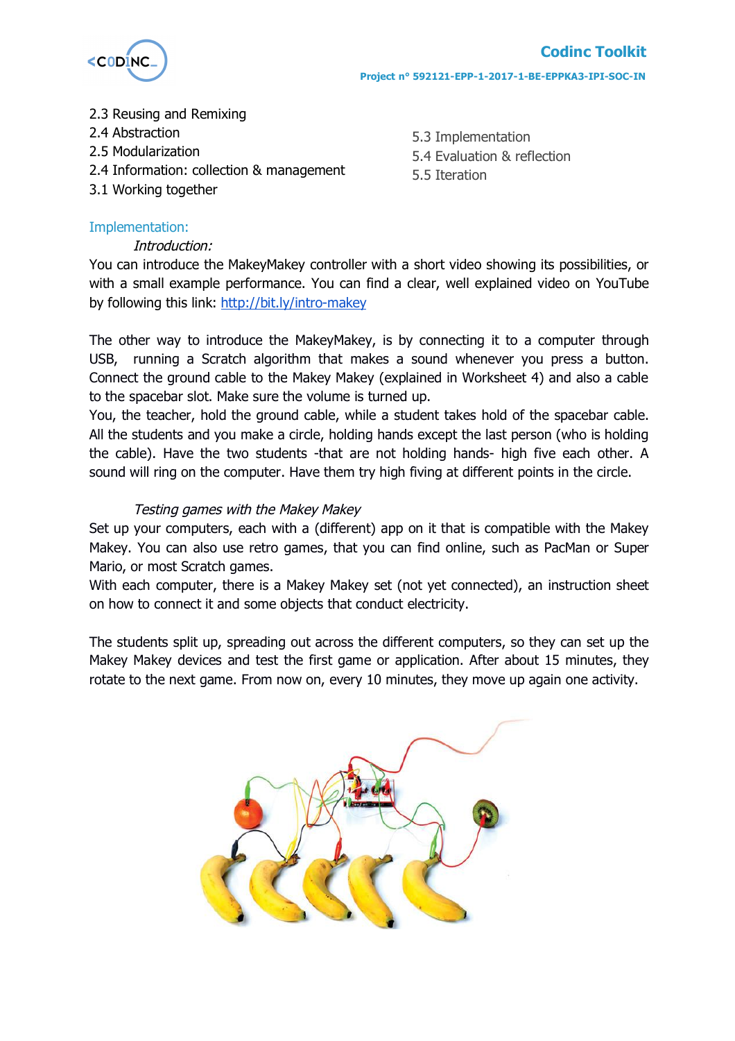2.3 Reusing and Remixing
2.4 Abstraction
2.5 Modularization
2.4 Information: collection & management
3.1 Working together

5.3 Implementation
5.4 Evaluation & reflection
5.5 Iteration

## Implementation:

*Introduction:*

You can introduce the MakeyMakey controller with a short video showing its possibilities, or with a small example performance. You can find a clear, well explained video on YouTube by following this link: http://bit.ly/intro-makey

The other way to introduce the MakeyMakey, is by connecting it to a computer through USB, running a Scratch algorithm that makes a sound whenever you press a button. Connect the ground cable to the Makey Makey (explained in Worksheet 4) and also a cable to the spacebar slot. Make sure the volume is turned up.

You, the teacher, hold the ground cable, while a student takes hold of the spacebar cable. All the students and you make a circle, holding hands except the last person (who is holding the cable). Have the two students -that are not holding hands- high five each other. A sound will ring on the computer. Have them try high fiving at different points in the circle.

*Testing games with the Makey Makey*

Set up your computers, each with a (different) app on it that is compatible with the Makey Makey. You can also use retro games, that you can find online, such as PacMan or Super Mario, or most Scratch games.

With each computer, there is a Makey Makey set (not yet connected), an instruction sheet on how to connect it and some objects that conduct electricity.

The students split up, spreading out across the different computers, so they can set up the Makey Makey devices and test the first game or application. After about 15 minutes, they rotate to the next game. From now on, every 10 minutes, they move up again one activity.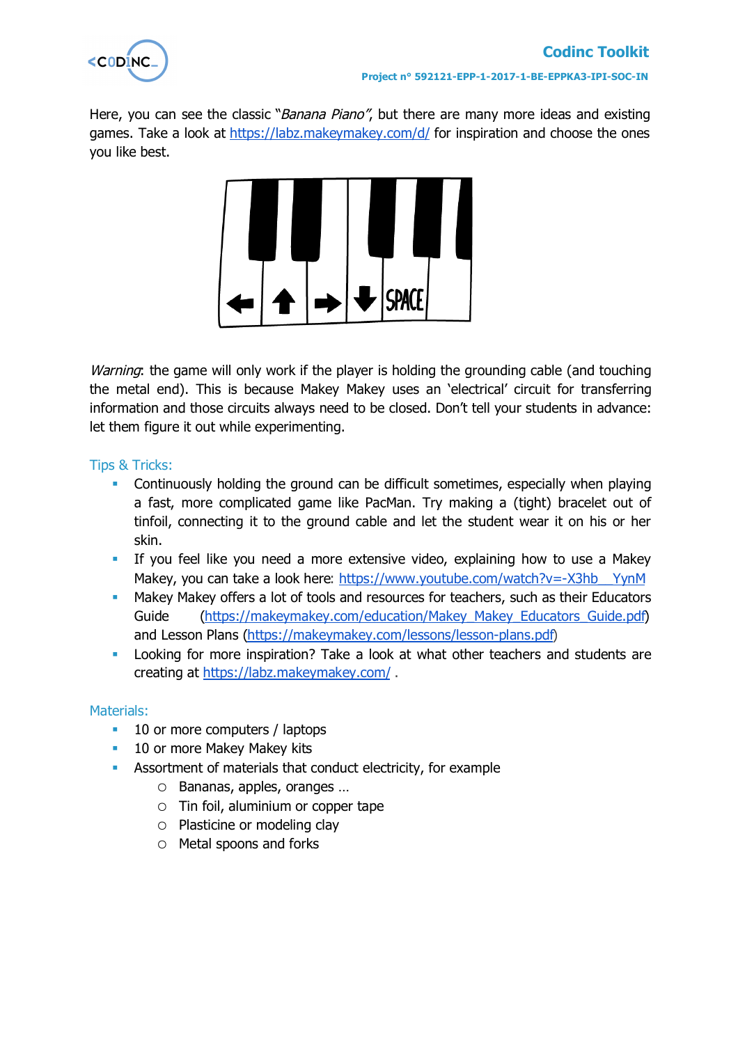Here, you can see the classic "*Banana Piano"*, but there are many more ideas and existing games. Take a look at https://labz.makeymakey.com/d/ for inspiration and choose the ones you like best.

*Warning*: the game will only work if the player is holding the grounding cable (and touching the metal end). This is because Makey Makey uses an 'electrical' circuit for transferring information and those circuits always need to be closed. Don't tell your students in advance: let them figure it out while experimenting.

### Tips & Tricks:

- Continuously holding the ground can be difficult sometimes, especially when playing a fast, more complicated game like PacMan. Try making a (tight) bracelet out of tinfoil, connecting it to the ground cable and let the student wear it on his or her skin.
- If you feel like you need a more extensive video, explaining how to use a Makey Makey, you can take a look here: https://www.youtube.com/watch?v=-X3hb__YynM
- Makey Makey offers a lot of tools and resources for teachers, such as their Educators Guide (https://makeymakey.com/education/Makey_Makey_Educators_Guide.pdf) and Lesson Plans (https://makeymakey.com/lessons/lesson-plans.pdf)
- Looking for more inspiration? Take a look at what other teachers and students are creating at https://labz.makeymakey.com/ .

### Materials:

- 10 or more computers / laptops
- 10 or more Makey Makey kits
- Assortment of materials that conduct electricity, for example
  - Bananas, apples, oranges …
  - Tin foil, aluminium or copper tape
  - Plasticine or modeling clay
  - Metal spoons and forks